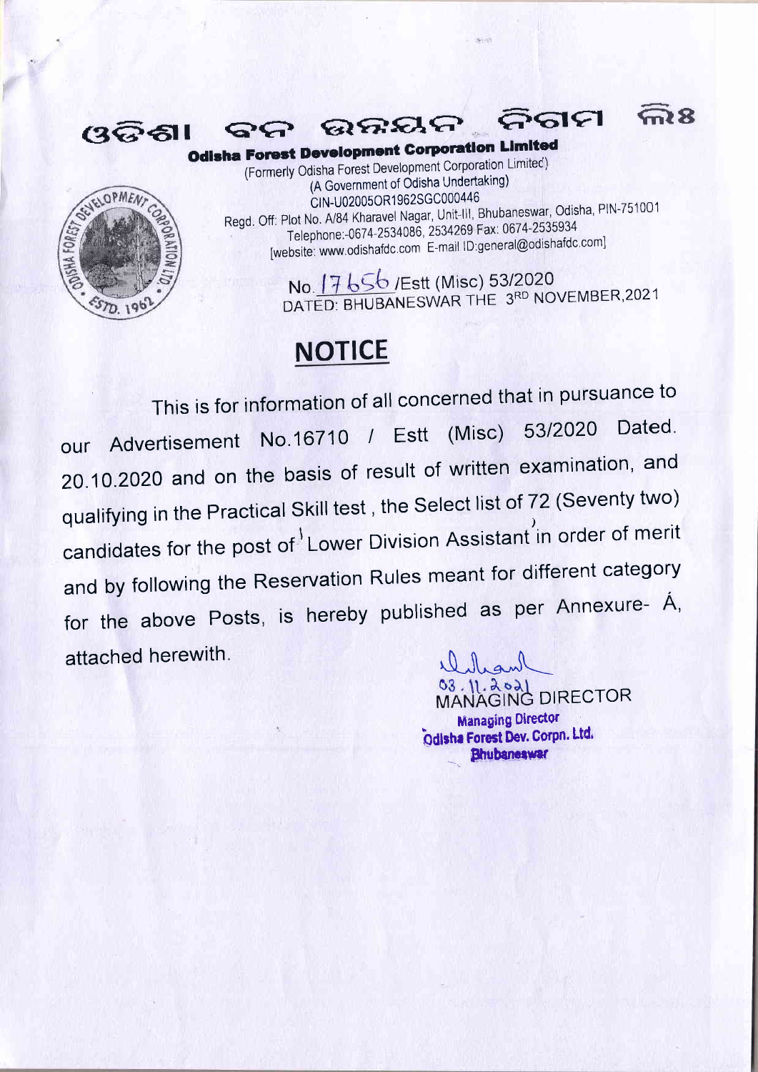# ଓଡିଶା ବନ ଉନ୍ନୟନ ନିଗମ ଲିଃ

**Odisha Forest Development Corporation Limited**

(Formerly Odisha Forest Development Corporation Limited)
(A Government of Odisha Undertaking)
CIN-U02005OR1962SGC000446
Regd. Off: Plot No. A/84 Kharavel Nagar, Unit-III, Bhubaneswar, Odisha, PIN-751001
Telephone:-0674-2534086, 2534269 Fax: 0674-2535934
[website: www.odishafdc.com E-mail ID:general@odishafdc.com]

No. 17656 /Estt (Misc) 53/2020
DATED: BHUBANESWAR THE 3RD NOVEMBER,2021

## NOTICE

This is for information of all concerned that in pursuance to our Advertisement No.16710 / Estt (Misc) 53/2020 Dated. 20.10.2020 and on the basis of result of written examination, and qualifying in the Practical Skill test , the Select list of 72 (Seventy two) candidates for the post of Lower Division Assistant in order of merit and by following the Reservation Rules meant for different category for the above Posts, is hereby published as per Annexure- A, attached herewith.

03.11.2021
MANAGING DIRECTOR
Managing Director
Odisha Forest Dev. Corpn. Ltd.
Bhubaneswar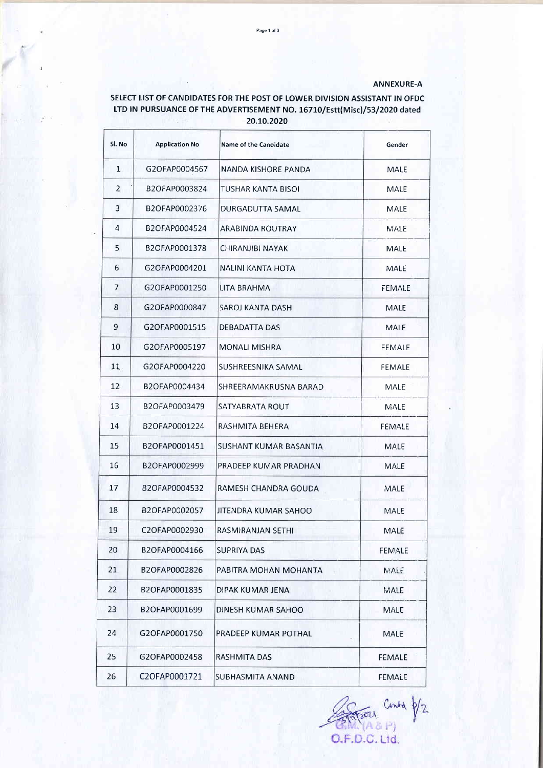**ANNEXURE-A**

**SELECT LIST OF CANDIDATES FOR THE POST OF LOWER DIVISION ASSISTANT IN OFDC LTD IN PURSUANCE OF THE ADVERTISEMENT NO. 16710/Estt(Misc)/53/2020 dated 20.10.2020**

| Sl. No | Application No | Name of the Candidate | Gender |
|---|---|---|---|
| 1 | G2OFAP0004567 | NANDA KISHORE PANDA | MALE |
| 2 | B2OFAP0003824 | TUSHAR KANTA BISOI | MALE |
| 3 | B2OFAP0002376 | DURGADUTTA SAMAL | MALE |
| 4 | B2OFAP0004524 | ARABINDA ROUTRAY | MALE |
| 5 | B2OFAP0001378 | CHIRANJIBI NAYAK | MALE |
| 6 | G2OFAP0004201 | NALINI KANTA HOTA | MALE |
| 7 | G2OFAP0001250 | LITA BRAHMA | FEMALE |
| 8 | G2OFAP0000847 | SAROJ KANTA DASH | MALE |
| 9 | G2OFAP0001515 | DEBADATTA DAS | MALE |
| 10 | G2OFAP0005197 | MONALI MISHRA | FEMALE |
| 11 | G2OFAP0004220 | SUSHREESNIKA SAMAL | FEMALE |
| 12 | B2OFAP0004434 | SHREERAMAKRUSNA BARAD | MALE |
| 13 | B2OFAP0003479 | SATYABRATA ROUT | MALE |
| 14 | B2OFAP0001224 | RASHMITA BEHERA | FEMALE |
| 15 | B2OFAP0001451 | SUSHANT KUMAR BASANTIA | MALE |
| 16 | B2OFAP0002999 | PRADEEP KUMAR PRADHAN | MALE |
| 17 | B2OFAP0004532 | RAMESH CHANDRA GOUDA | MALE |
| 18 | B2OFAP0002057 | JITENDRA KUMAR SAHOO | MALE |
| 19 | C2OFAP0002930 | RASMIRANJAN SETHI | MALE |
| 20 | B2OFAP0004166 | SUPRIYA DAS | FEMALE |
| 21 | B2OFAP0002826 | PABITRA MOHAN MOHANTA | MALE |
| 22 | B2OFAP0001835 | DIPAK KUMAR JENA | MALE |
| 23 | B2OFAP0001699 | DINESH KUMAR SAHOO | MALE |
| 24 | G2OFAP0001750 | PRADEEP KUMAR POTHAL | MALE |
| 25 | G2OFAP0002458 | RASHMITA DAS | FEMALE |
| 26 | C2OFAP0001721 | SUBHASMITA ANAND | FEMALE |

Contd P/2

G.M. (A & P)
O.F.D.C. Ltd.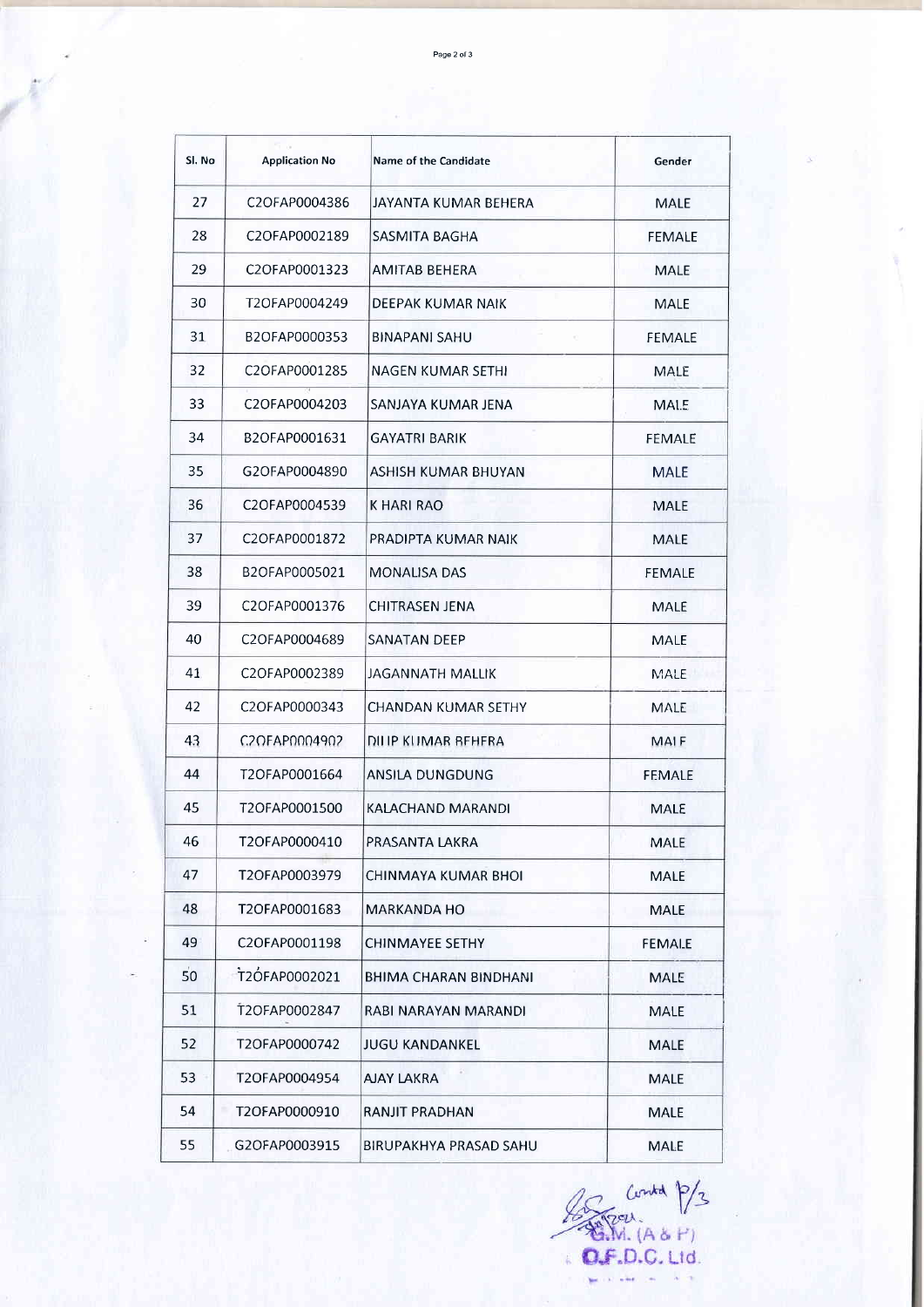| Sl. No | Application No | Name of the Candidate | Gender |
|---|---|---|---|
| 27 | C2OFAP0004386 | JAYANTA KUMAR BEHERA | MALE |
| 28 | C2OFAP0002189 | SASMITA BAGHA | FEMALE |
| 29 | C2OFAP0001323 | AMITAB BEHERA | MALE |
| 30 | T2OFAP0004249 | DEEPAK KUMAR NAIK | MALE |
| 31 | B2OFAP0000353 | BINAPANI SAHU | FEMALE |
| 32 | C2OFAP0001285 | NAGEN KUMAR SETHI | MALE |
| 33 | C2OFAP0004203 | SANJAYA KUMAR JENA | MALE |
| 34 | B2OFAP0001631 | GAYATRI BARIK | FEMALE |
| 35 | G2OFAP0004890 | ASHISH KUMAR BHUYAN | MALE |
| 36 | C2OFAP0004539 | K HARI RAO | MALE |
| 37 | C2OFAP0001872 | PRADIPTA KUMAR NAIK | MALE |
| 38 | B2OFAP0005021 | MONALISA DAS | FEMALE |
| 39 | C2OFAP0001376 | CHITRASEN JENA | MALE |
| 40 | C2OFAP0004689 | SANATAN DEEP | MALE |
| 41 | C2OFAP0002389 | JAGANNATH MALLIK | MALE |
| 42 | C2OFAP0000343 | CHANDAN KUMAR SETHY | MALE |
| 43 | C2OFAP0004902 | DILIP KUMAR BEHERA | MALE |
| 44 | T2OFAP0001664 | ANSILA DUNGDUNG | FEMALE |
| 45 | T2OFAP0001500 | KALACHAND MARANDI | MALE |
| 46 | T2OFAP0000410 | PRASANTA LAKRA | MALE |
| 47 | T2OFAP0003979 | CHINMAYA KUMAR BHOI | MALE |
| 48 | T2OFAP0001683 | MARKANDA HO | MALE |
| 49 | C2OFAP0001198 | CHINMAYEE SETHY | FEMALE |
| 50 | T2OFAP0002021 | BHIMA CHARAN BINDHANI | MALE |
| 51 | T2OFAP0002847 | RABI NARAYAN MARANDI | MALE |
| 52 | T2OFAP0000742 | JUGU KANDANKEL | MALE |
| 53 | T2OFAP0004954 | AJAY LAKRA | MALE |
| 54 | T2OFAP0000910 | RANJIT PRADHAN | MALE |
| 55 | G2OFAP0003915 | BIRUPAKHYA PRASAD SAHU | MALE |

Contd P/3

G.M. (A & P)
O.F.D.C. Ltd.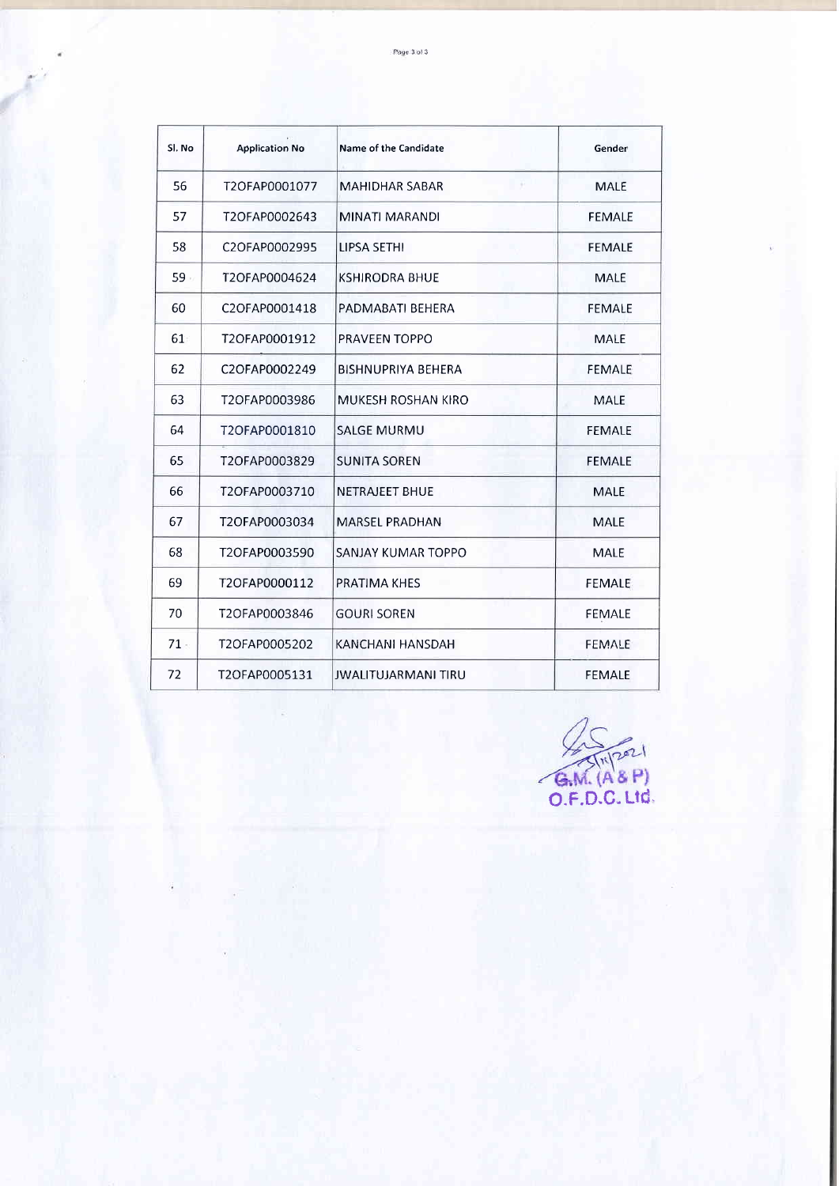| Sl. No | Application No | Name of the Candidate | Gender |
|---|---|---|---|
| 56 | T2OFAP0001077 | MAHIDHAR SABAR | MALE |
| 57 | T2OFAP0002643 | MINATI MARANDI | FEMALE |
| 58 | C2OFAP0002995 | LIPSA SETHI | FEMALE |
| 59 | T2OFAP0004624 | KSHIRODRA BHUE | MALE |
| 60 | C2OFAP0001418 | PADMABATI BEHERA | FEMALE |
| 61 | T2OFAP0001912 | PRAVEEN TOPPO | MALE |
| 62 | C2OFAP0002249 | BISHNUPRIYA BEHERA | FEMALE |
| 63 | T2OFAP0003986 | MUKESH ROSHAN KIRO | MALE |
| 64 | T2OFAP0001810 | SALGE MURMU | FEMALE |
| 65 | T2OFAP0003829 | SUNITA SOREN | FEMALE |
| 66 | T2OFAP0003710 | NETRAJEET BHUE | MALE |
| 67 | T2OFAP0003034 | MARSEL PRADHAN | MALE |
| 68 | T2OFAP0003590 | SANJAY KUMAR TOPPO | MALE |
| 69 | T2OFAP0000112 | PRATIMA KHES | FEMALE |
| 70 | T2OFAP0003846 | GOURI SOREN | FEMALE |
| 71 | T2OFAP0005202 | KANCHANI HANSDAH | FEMALE |
| 72 | T2OFAP0005131 | JWALITUJARMANI TIRU | FEMALE |

G.M. (A & P)
O.F.D.C. Ltd.